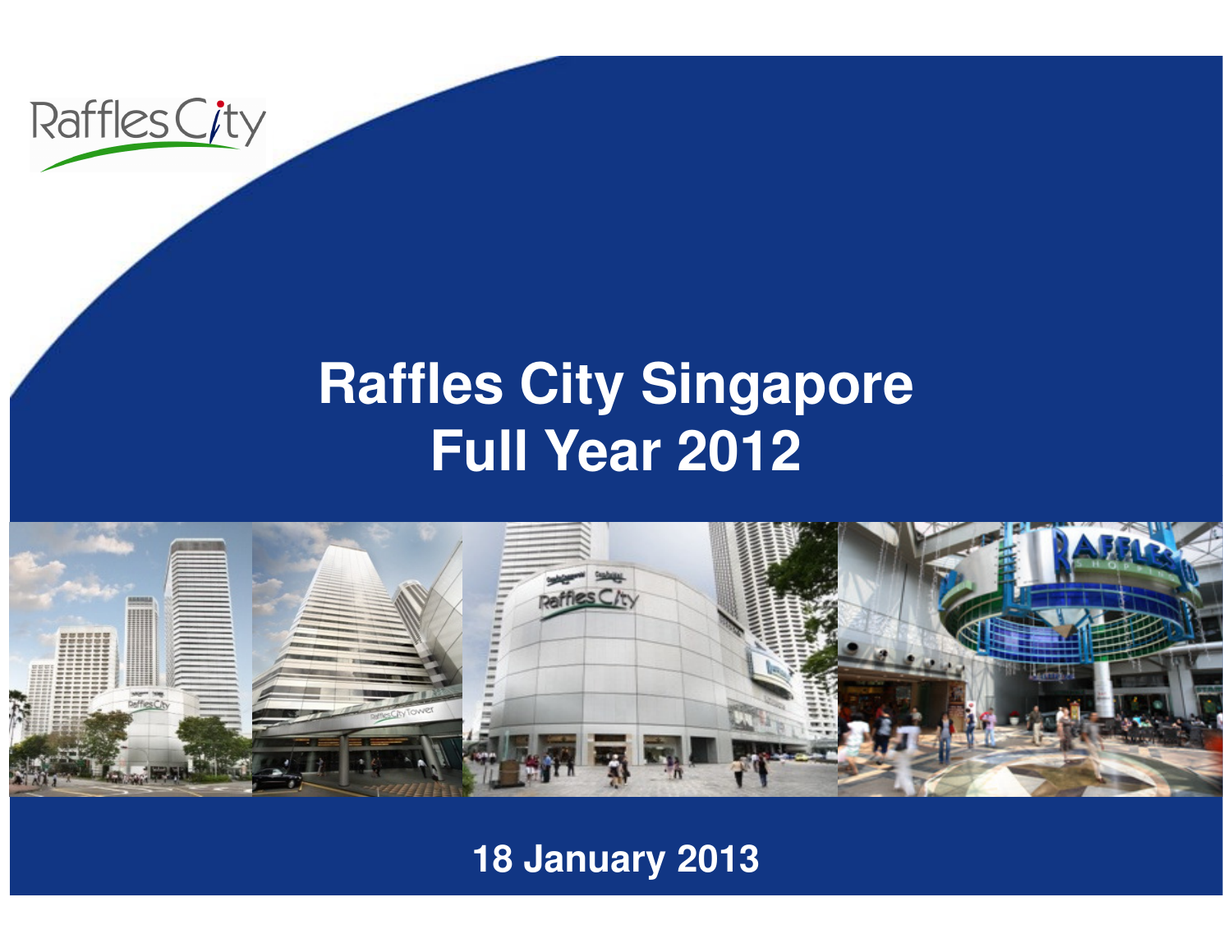# Raffles City Singapore Full Year 2012

18 January 2013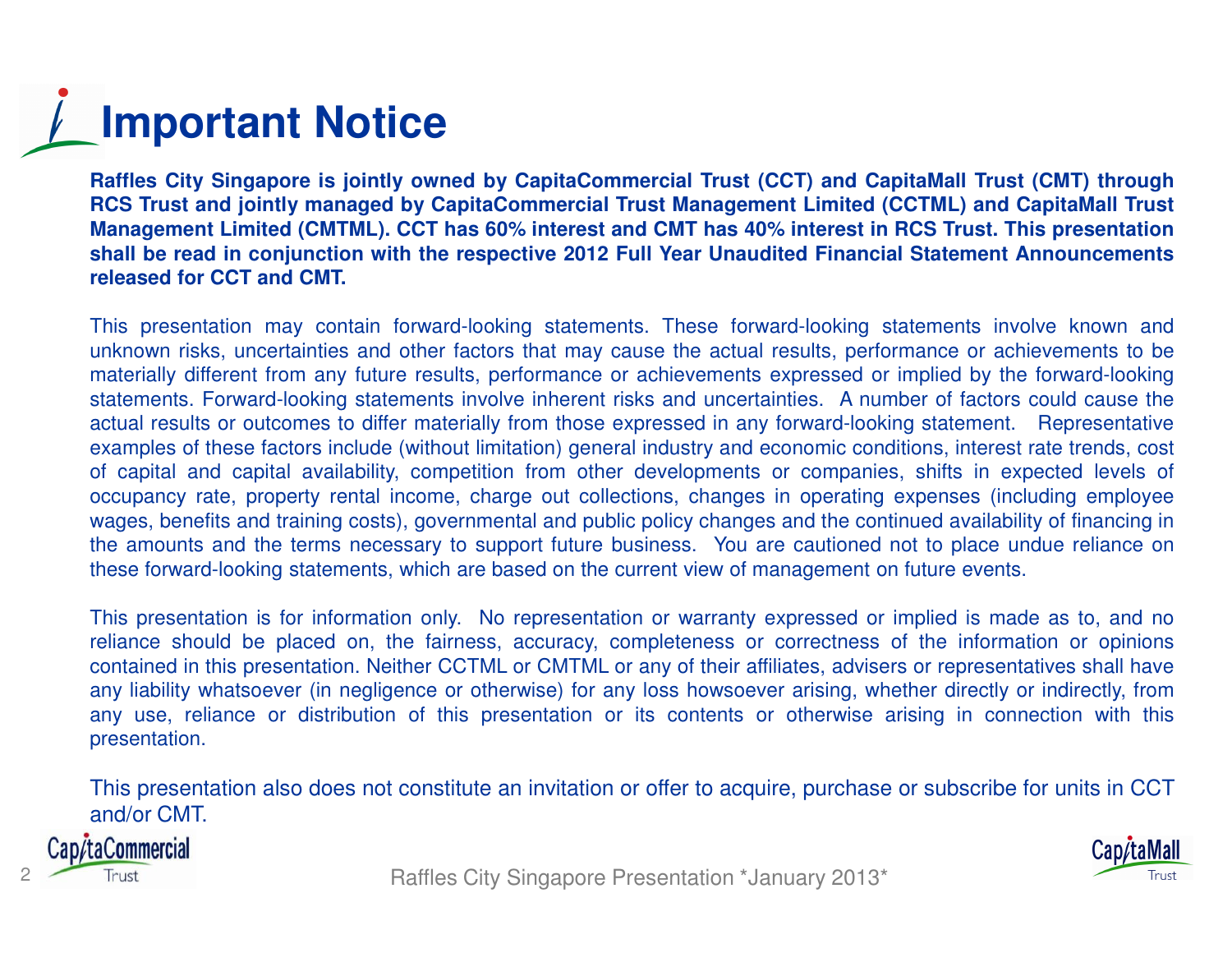# Important Notice

**Raffles City Singapore is jointly owned by CapitaCommercial Trust (CCT) and CapitaMall Trust (CMT) through RCS Trust and jointly managed by CapitaCommercial Trust Management Limited (CCTML) and CapitaMall Trust Management Limited (CMTML). CCT has 60% interest and CMT has 40% interest in RCS Trust. This presentation shall be read in conjunction with the respective 2012 Full Year Unaudited Financial Statement Announcements released for CCT and CMT.**

This presentation may contain forward-looking statements. These forward-looking statements involve known and unknown risks, uncertainties and other factors that may cause the actual results, performance or achievements to be materially different from any future results, performance or achievements expressed or implied by the forward-looking statements. Forward-looking statements involve inherent risks and uncertainties. A number of factors could cause the actual results or outcomes to differ materially from those expressed in any forward-looking statement. Representative examples of these factors include (without limitation) general industry and economic conditions, interest rate trends, cost of capital and capital availability, competition from other developments or companies, shifts in expected levels of occupancy rate, property rental income, charge out collections, changes in operating expenses (including employee wages, benefits and training costs), governmental and public policy changes and the continued availability of financing in the amounts and the terms necessary to support future business. You are cautioned not to place undue reliance on these forward-looking statements, which are based on the current view of management on future events.

This presentation is for information only. No representation or warranty expressed or implied is made as to, and no reliance should be placed on, the fairness, accuracy, completeness or correctness of the information or opinions contained in this presentation. Neither CCTML or CMTML or any of their affiliates, advisers or representatives shall have any liability whatsoever (in negligence or otherwise) for any loss howsoever arising, whether directly or indirectly, from any use, reliance or distribution of this presentation or its contents or otherwise arising in connection with this presentation.

This presentation also does not constitute an invitation or offer to acquire, purchase or subscribe for units in CCT and/or CMT.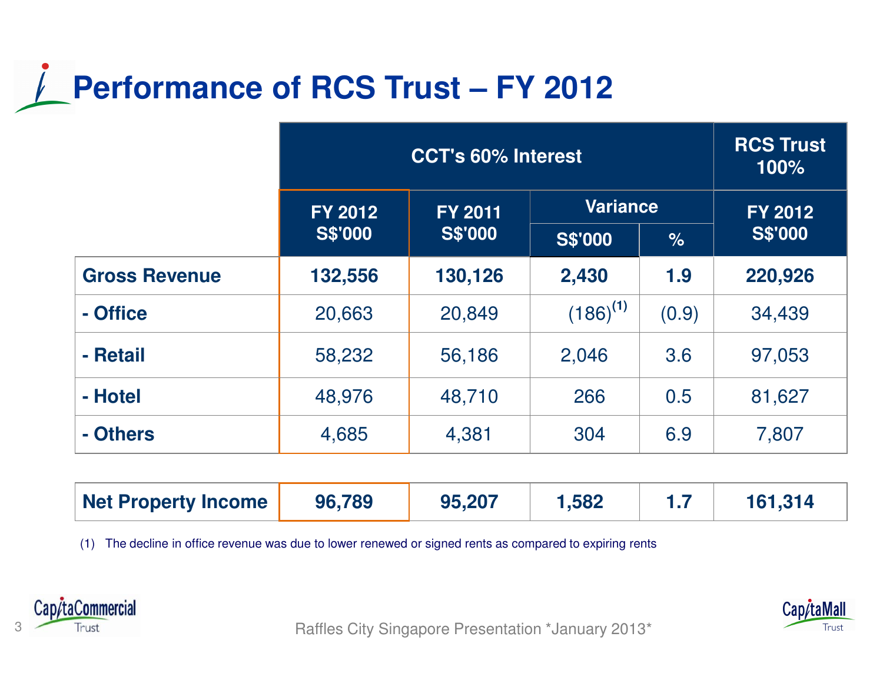# Performance of RCS Trust – FY 2012

| | CCT's 60% Interest | | | | RCS Trust 100% |
|---|---|---|---|---|---|
| | FY 2012 S$'000 | FY 2011 S$'000 | Variance | | FY 2012 S$'000 |
| | | | S$'000 | % | |
| **Gross Revenue** | **132,556** | **130,126** | **2,430** | **1.9** | **220,926** |
| **- Office** | 20,663 | 20,849 | (186)[1] | (0.9) | 34,439 |
| **- Retail** | 58,232 | 56,186 | 2,046 | 3.6 | 97,053 |
| **- Hotel** | 48,976 | 48,710 | 266 | 0.5 | 81,627 |
| **- Others** | 4,685 | 4,381 | 304 | 6.9 | 7,807 |
| | | | | | |
| **Net Property Income** | **96,789** | **95,207** | **1,582** | **1.7** | **161,314** |

(1) The decline in office revenue was due to lower renewed or signed rents as compared to expiring rents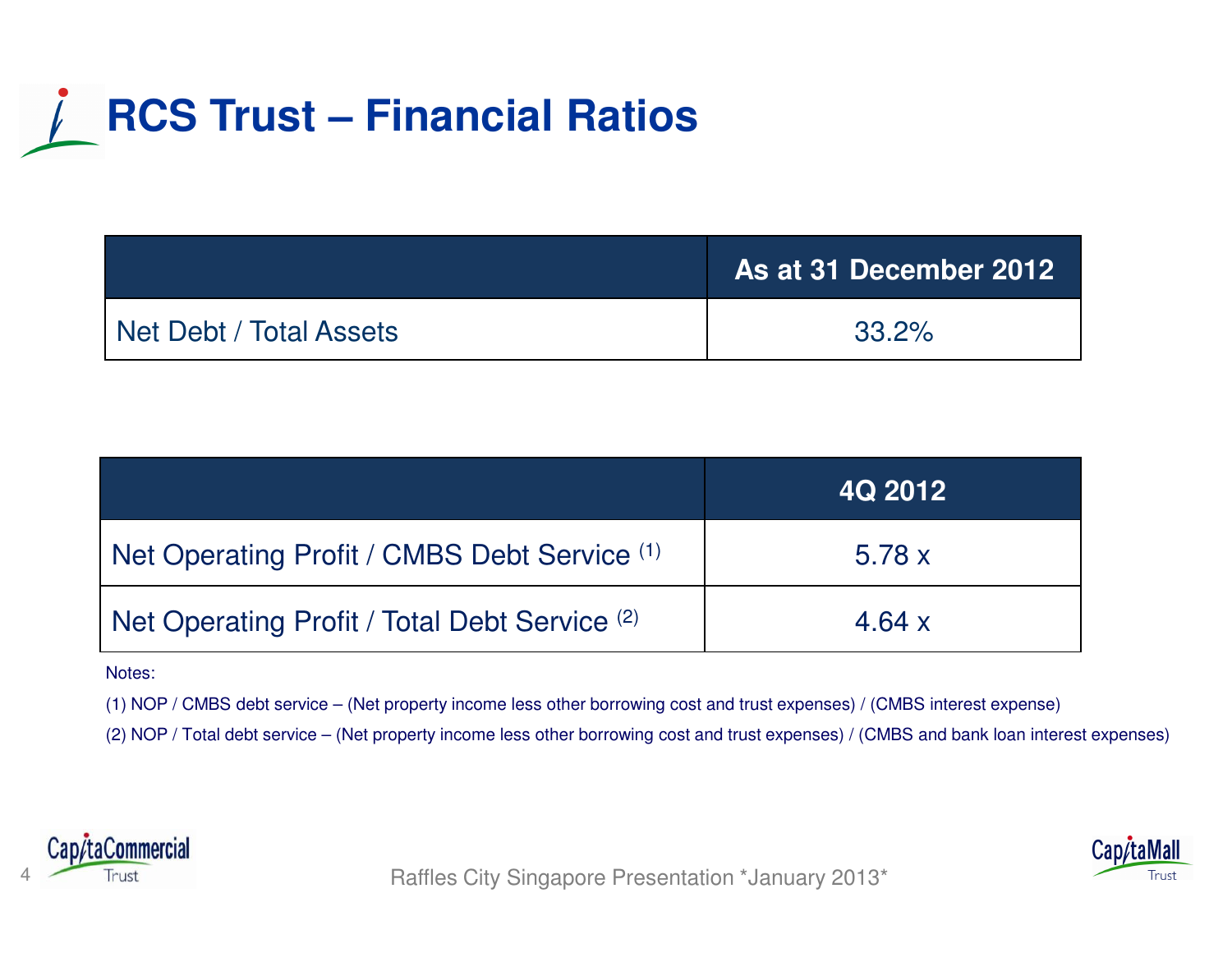# RCS Trust – Financial Ratios

| | As at 31 December 2012 |
|---|---|
| Net Debt / Total Assets | 33.2% |

| | 4Q 2012 |
|---|---|
| Net Operating Profit / CMBS Debt Service (1) | 5.78 x |
| Net Operating Profit / Total Debt Service (2) | 4.64 x |

Notes:

(1) NOP / CMBS debt service – (Net property income less other borrowing cost and trust expenses) / (CMBS interest expense)

(2) NOP / Total debt service – (Net property income less other borrowing cost and trust expenses) / (CMBS and bank loan interest expenses)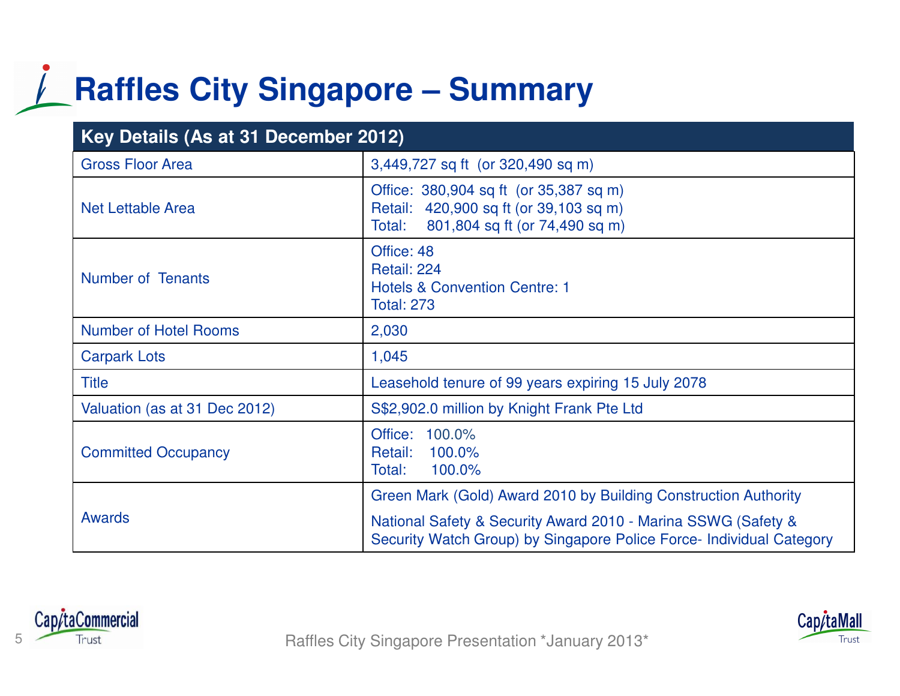# Raffles City Singapore – Summary

| Key Details (As at 31 December 2012) | |
|---|---|
| Gross Floor Area | 3,449,727 sq ft (or 320,490 sq m) |
| Net Lettable Area | Office: 380,904 sq ft (or 35,387 sq m)<br>Retail: 420,900 sq ft (or 39,103 sq m)<br>Total: 801,804 sq ft (or 74,490 sq m) |
| Number of Tenants | Office: 48<br>Retail: 224<br>Hotels & Convention Centre: 1<br>Total: 273 |
| Number of Hotel Rooms | 2,030 |
| Carpark Lots | 1,045 |
| Title | Leasehold tenure of 99 years expiring 15 July 2078 |
| Valuation (as at 31 Dec 2012) | S$2,902.0 million by Knight Frank Pte Ltd |
| Committed Occupancy | Office: 100.0%<br>Retail: 100.0%<br>Total: 100.0% |
| Awards | Green Mark (Gold) Award 2010 by Building Construction Authority<br>National Safety & Security Award 2010 - Marina SSWG (Safety & Security Watch Group) by Singapore Police Force- Individual Category |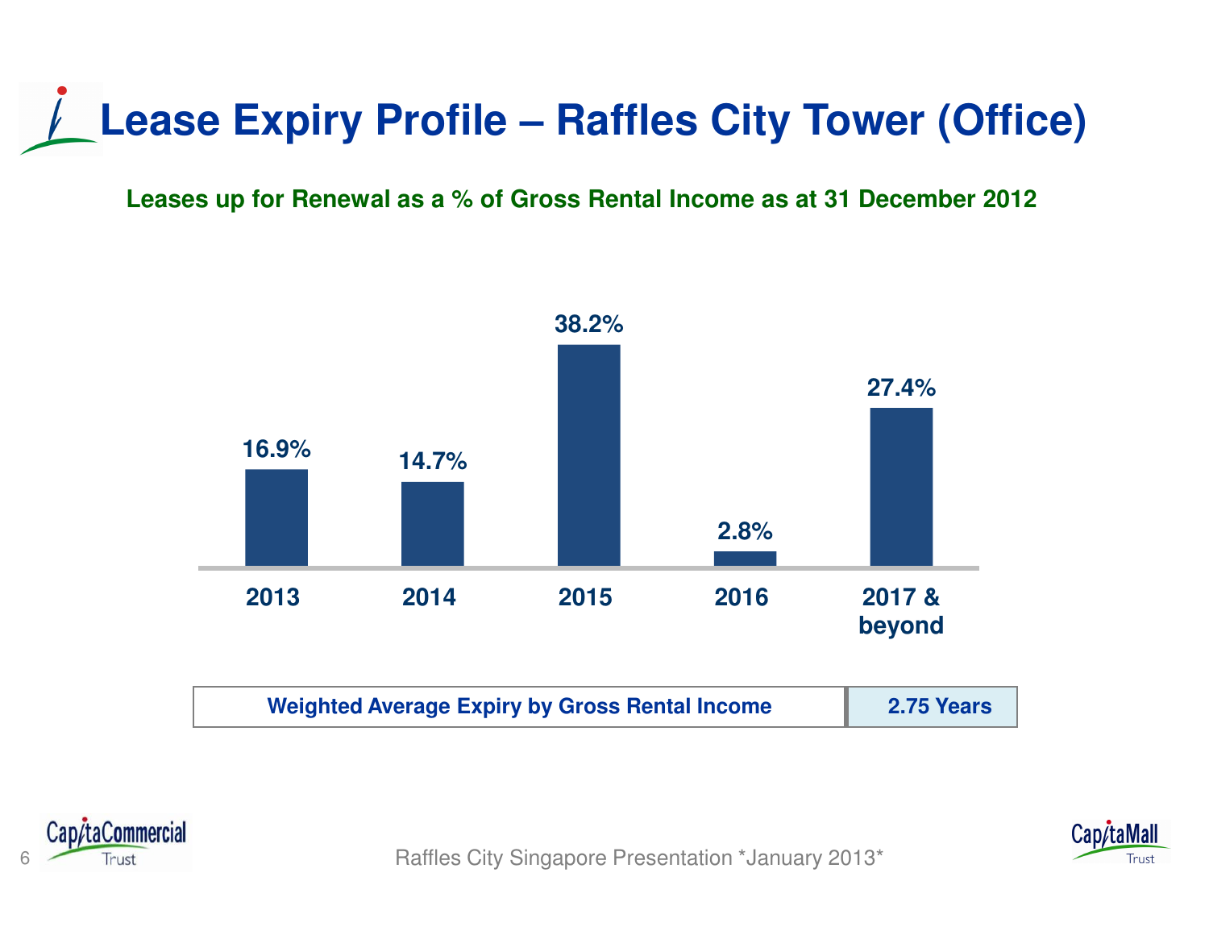# Lease Expiry Profile – Raffles City Tower (Office)

**Leases up for Renewal as a % of Gross Rental Income as at 31 December 2012**

| 2013 | 2014 | 2015 | 2016 | 2017 & beyond |
|---|---|---|---|---|
| 16.9% | 14.7% | 38.2% | 2.8% | 27.4% |

| Weighted Average Expiry by Gross Rental Income | 2.75 Years |
|---|---|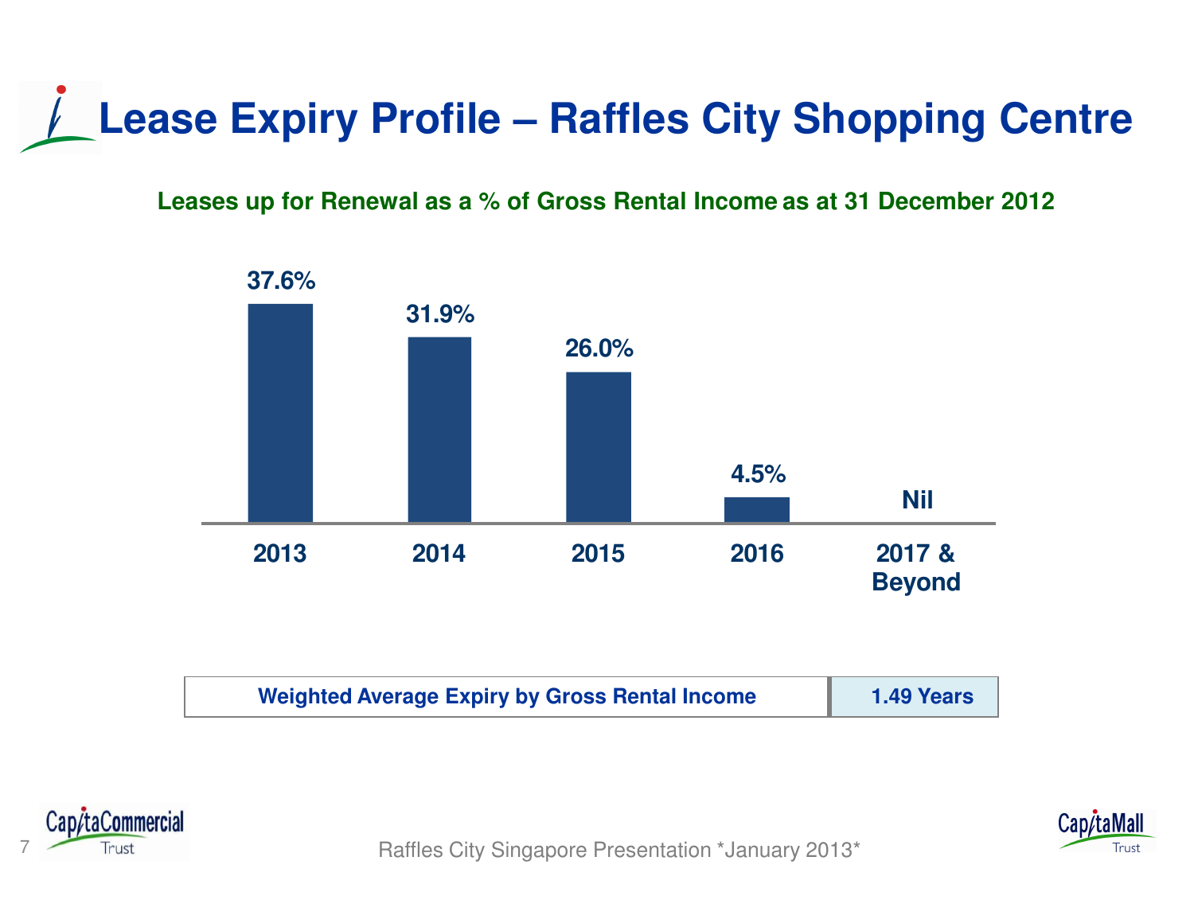# Lease Expiry Profile – Raffles City Shopping Centre

**Leases up for Renewal as a % of Gross Rental Income as at 31 December 2012**

| Year | % of Gross Rental Income |
|---|---|
| 2013 | 37.6% |
| 2014 | 31.9% |
| 2015 | 26.0% |
| 2016 | 4.5% |
| 2017 & Beyond | Nil |

| Weighted Average Expiry by Gross Rental Income | 1.49 Years |
|---|---|

Raffles City Singapore Presentation *January 2013*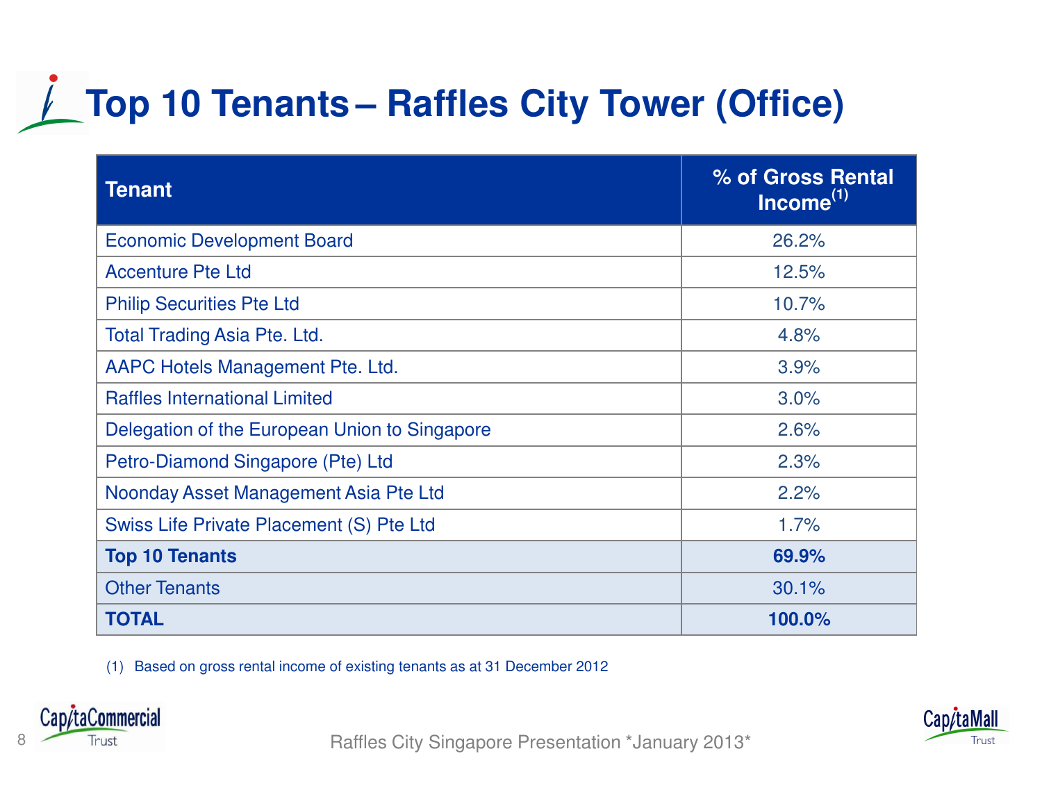# Top 10 Tenants – Raffles City Tower (Office)

| Tenant | % of Gross Rental Income[1] |
|---|---|
| Economic Development Board | 26.2% |
| Accenture Pte Ltd | 12.5% |
| Philip Securities Pte Ltd | 10.7% |
| Total Trading Asia Pte. Ltd. | 4.8% |
| AAPC Hotels Management Pte. Ltd. | 3.9% |
| Raffles International Limited | 3.0% |
| Delegation of the European Union to Singapore | 2.6% |
| Petro-Diamond Singapore (Pte) Ltd | 2.3% |
| Noonday Asset Management Asia Pte Ltd | 2.2% |
| Swiss Life Private Placement (S) Pte Ltd | 1.7% |
| **Top 10 Tenants** | **69.9%** |
| Other Tenants | 30.1% |
| **TOTAL** | **100.0%** |

(1) Based on gross rental income of existing tenants as at 31 December 2012

Raffles City Singapore Presentation *January 2013*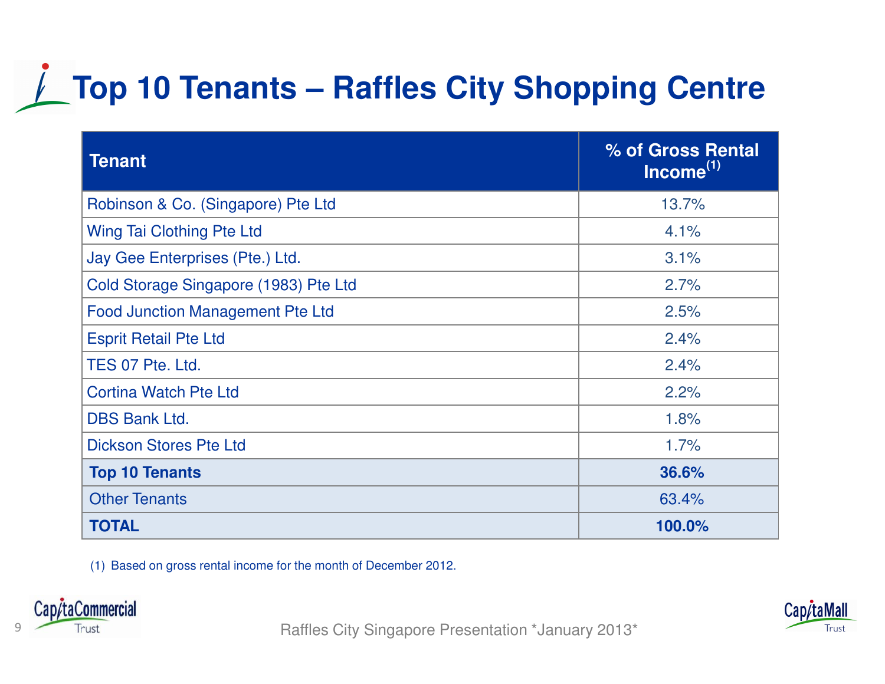# Top 10 Tenants – Raffles City Shopping Centre

| Tenant | % of Gross Rental Income[1] |
|---|---|
| Robinson & Co. (Singapore) Pte Ltd | 13.7% |
| Wing Tai Clothing Pte Ltd | 4.1% |
| Jay Gee Enterprises (Pte.) Ltd. | 3.1% |
| Cold Storage Singapore (1983) Pte Ltd | 2.7% |
| Food Junction Management Pte Ltd | 2.5% |
| Esprit Retail Pte Ltd | 2.4% |
| TES 07 Pte. Ltd. | 2.4% |
| Cortina Watch Pte Ltd | 2.2% |
| DBS Bank Ltd. | 1.8% |
| Dickson Stores Pte Ltd | 1.7% |
| **Top 10 Tenants** | **36.6%** |
| Other Tenants | 63.4% |
| **TOTAL** | **100.0%** |

(1) Based on gross rental income for the month of December 2012.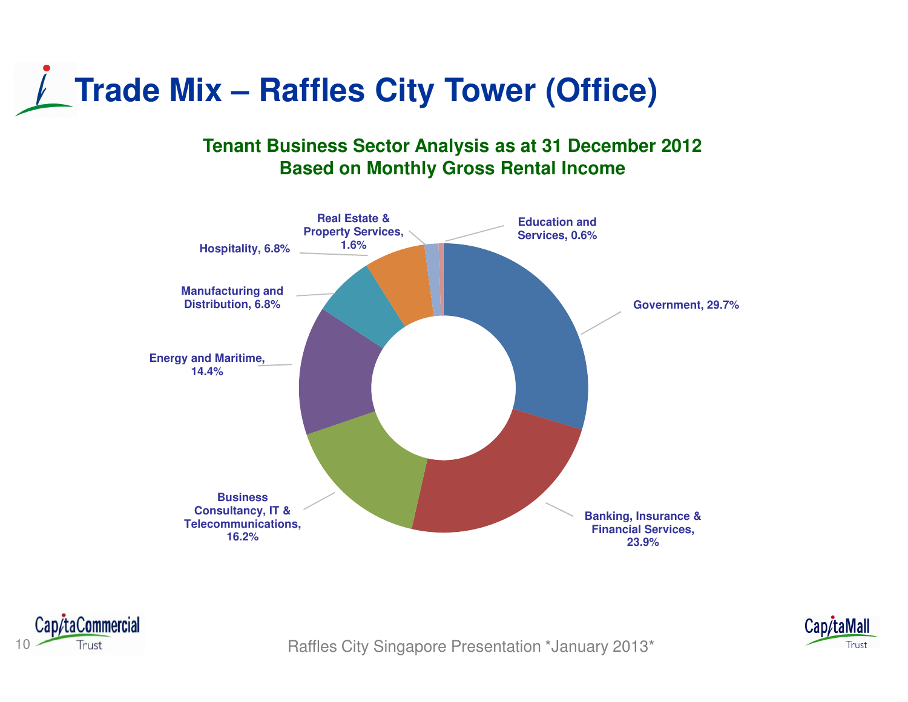# Trade Mix – Raffles City Tower (Office)

**Tenant Business Sector Analysis as at 31 December 2012**
**Based on Monthly Gross Rental Income**

| Sector | Share |
|---|---|
| Government | 29.7% |
| Banking, Insurance & Financial Services | 23.9% |
| Business Consultancy, IT & Telecommunications | 16.2% |
| Energy and Maritime | 14.4% |
| Manufacturing and Distribution | 6.8% |
| Hospitality | 6.8% |
| Real Estate & Property Services | 1.6% |
| Education and Services | 0.6% |

Raffles City Singapore Presentation *January 2013*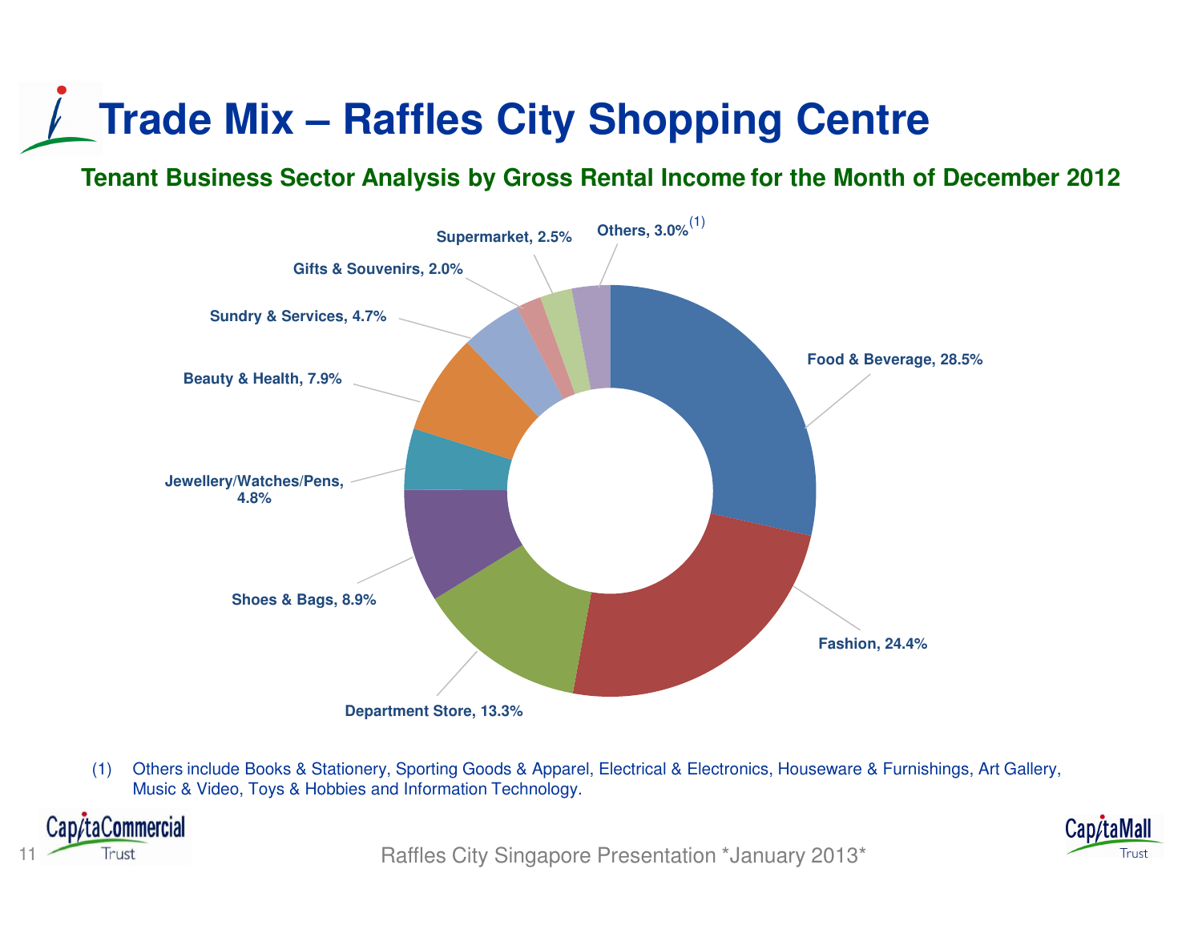# Trade Mix – Raffles City Shopping Centre

## Tenant Business Sector Analysis by Gross Rental Income for the Month of December 2012

| Sector | % |
|---|---|
| Food & Beverage | 28.5% |
| Fashion | 24.4% |
| Department Store | 13.3% |
| Shoes & Bags | 8.9% |
| Jewellery/Watches/Pens | 4.8% |
| Beauty & Health | 7.9% |
| Sundry & Services | 4.7% |
| Gifts & Souvenirs | 2.0% |
| Supermarket | 2.5% |
| Others[(1)] | 3.0% |

(1) Others include Books & Stationery, Sporting Goods & Apparel, Electrical & Electronics, Houseware & Furnishings, Art Gallery, Music & Video, Toys & Hobbies and Information Technology.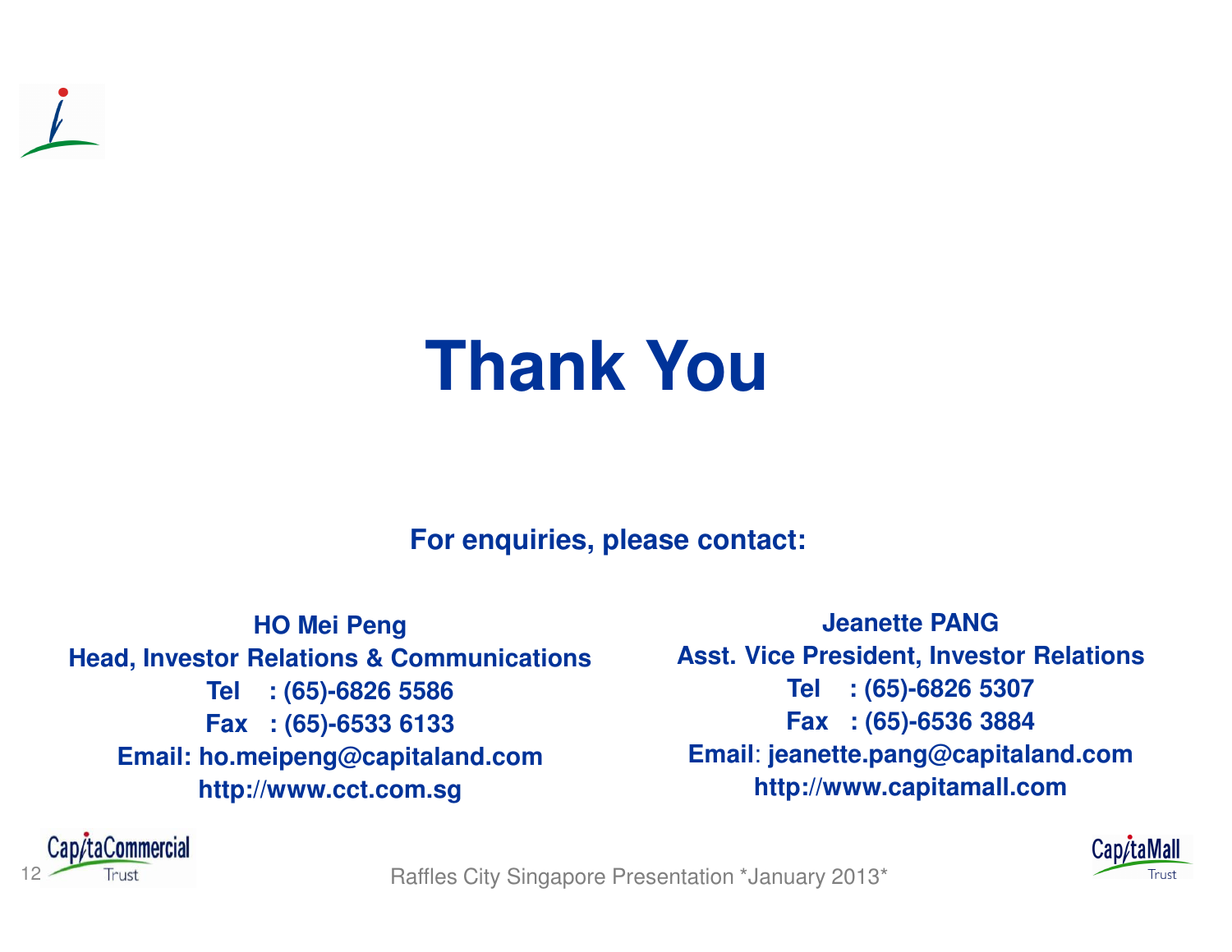# Thank You

**For enquiries, please contact:**

**HO Mei Peng**
**Head, Investor Relations & Communications**
**Tel : (65)-6826 5586**
**Fax : (65)-6533 6133**
**Email: ho.meipeng@capitaland.com**
**http://www.cct.com.sg**

**Jeanette PANG**
**Asst. Vice President, Investor Relations**
**Tel : (65)-6826 5307**
**Fax : (65)-6536 3884**
**Email: jeanette.pang@capitaland.com**
**http://www.capitamall.com**